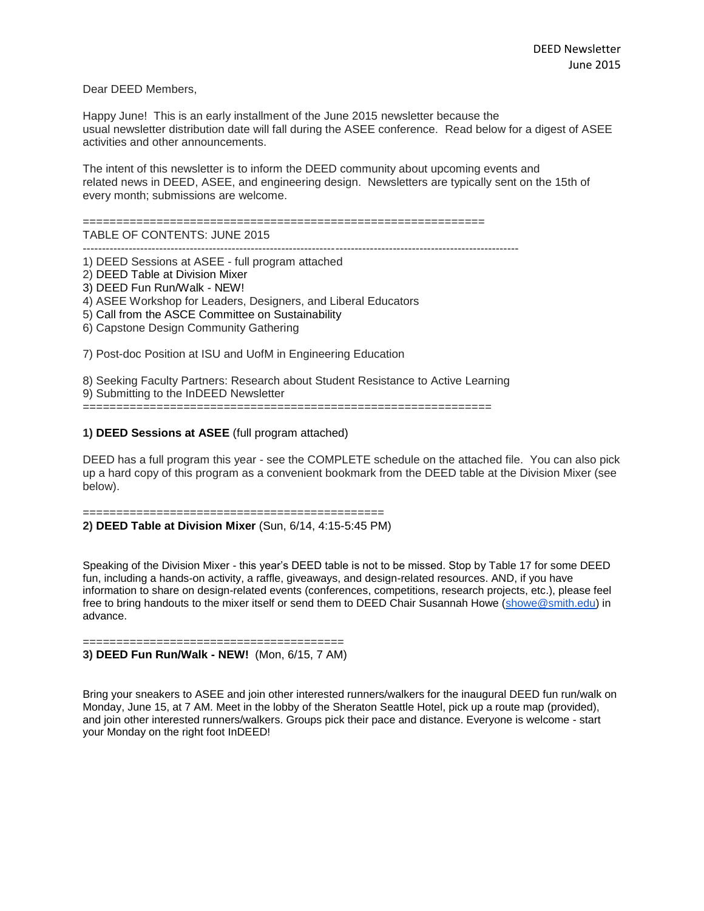DEED Newsletter
June 2015

Dear DEED Members,

Happy June! This is an early installment of the June 2015 newsletter because the usual newsletter distribution date will fall during the ASEE conference. Read below for a digest of ASEE activities and other announcements.

The intent of this newsletter is to inform the DEED community about upcoming events and related news in DEED, ASEE, and engineering design. Newsletters are typically sent on the 15th of every month; submissions are welcome.

============================================================

TABLE OF CONTENTS: JUNE 2015

-----------------------------------------------------------------------------------------------------------------

1) DEED Sessions at ASEE - full program attached
2) DEED Table at Division Mixer
3) DEED Fun Run/Walk - NEW!
4) ASEE Workshop for Leaders, Designers, and Liberal Educators
5) Call from the ASCE Committee on Sustainability
6) Capstone Design Community Gathering

7) Post-doc Position at ISU and UofM in Engineering Education

8) Seeking Faculty Partners: Research about Student Resistance to Active Learning
9) Submitting to the InDEED Newsletter

============================================================

**1) DEED Sessions at ASEE** (full program attached)

DEED has a full program this year - see the COMPLETE schedule on the attached file. You can also pick up a hard copy of this program as a convenient bookmark from the DEED table at the Division Mixer (see below).

=============================================

**2) DEED Table at Division Mixer** (Sun, 6/14, 4:15-5:45 PM)

Speaking of the Division Mixer - this year's DEED table is not to be missed. Stop by Table 17 for some DEED fun, including a hands-on activity, a raffle, giveaways, and design-related resources. AND, if you have information to share on design-related events (conferences, competitions, research projects, etc.), please feel free to bring handouts to the mixer itself or send them to DEED Chair Susannah Howe (showe@smith.edu) in advance.

======================================

**3) DEED Fun Run/Walk - NEW!** (Mon, 6/15, 7 AM)

Bring your sneakers to ASEE and join other interested runners/walkers for the inaugural DEED fun run/walk on Monday, June 15, at 7 AM. Meet in the lobby of the Sheraton Seattle Hotel, pick up a route map (provided), and join other interested runners/walkers. Groups pick their pace and distance. Everyone is welcome - start your Monday on the right foot InDEED!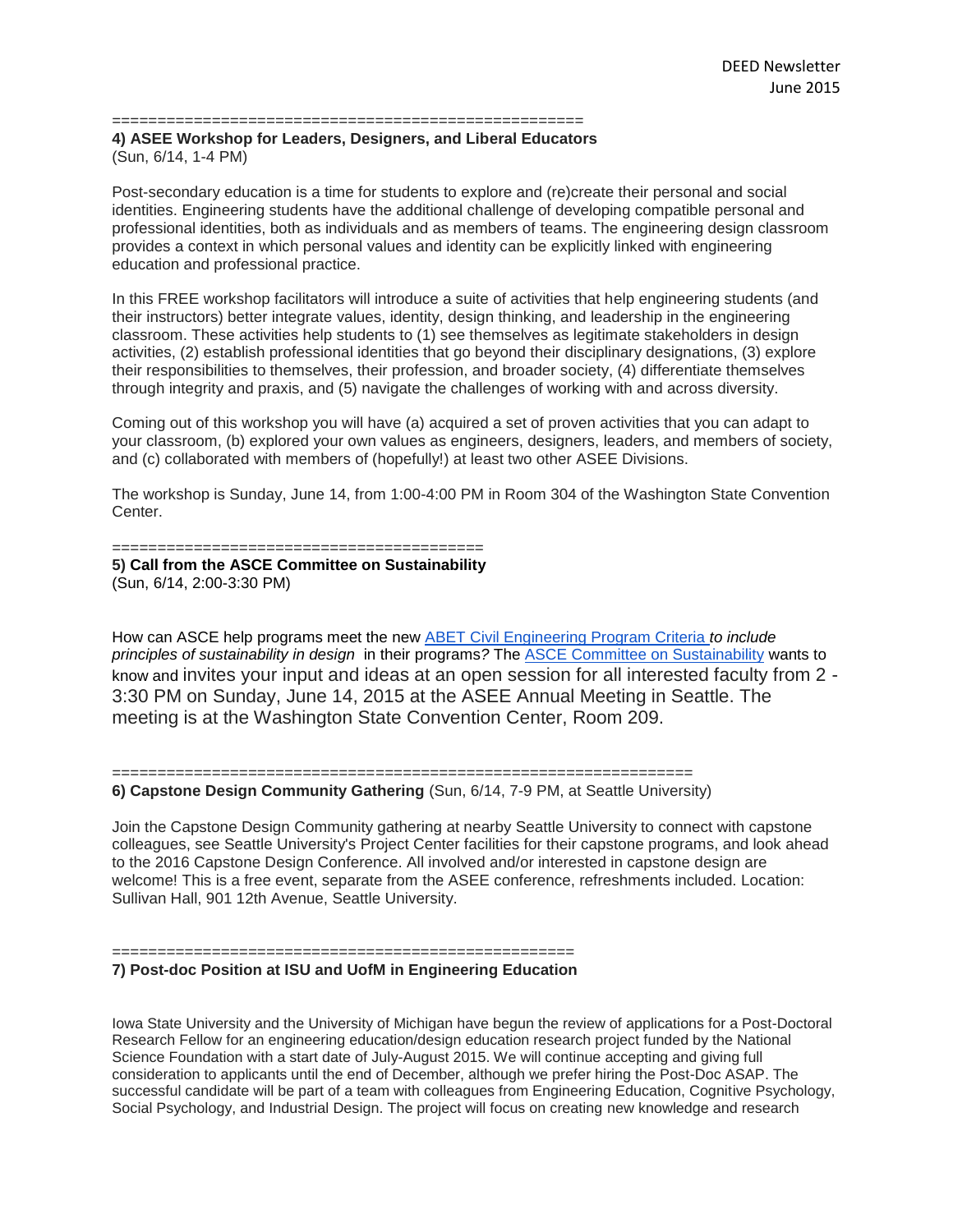======================================================

**4) ASEE Workshop for Leaders, Designers, and Liberal Educators**
(Sun, 6/14, 1-4 PM)

Post-secondary education is a time for students to explore and (re)create their personal and social identities. Engineering students have the additional challenge of developing compatible personal and professional identities, both as individuals and as members of teams. The engineering design classroom provides a context in which personal values and identity can be explicitly linked with engineering education and professional practice.

In this FREE workshop facilitators will introduce a suite of activities that help engineering students (and their instructors) better integrate values, identity, design thinking, and leadership in the engineering classroom. These activities help students to (1) see themselves as legitimate stakeholders in design activities, (2) establish professional identities that go beyond their disciplinary designations, (3) explore their responsibilities to themselves, their profession, and broader society, (4) differentiate themselves through integrity and praxis, and (5) navigate the challenges of working with and across diversity.

Coming out of this workshop you will have (a) acquired a set of proven activities that you can adapt to your classroom, (b) explored your own values as engineers, designers, leaders, and members of society, and (c) collaborated with members of (hopefully!) at least two other ASEE Divisions.

The workshop is Sunday, June 14, from 1:00-4:00 PM in Room 304 of the Washington State Convention Center.

=========================================

**5) Call from the ASCE Committee on Sustainability**
(Sun, 6/14, 2:00-3:30 PM)

How can ASCE help programs meet the new [ABET Civil Engineering Program Criteria](#) *to include principles of sustainability in design* in their programs*?* The [ASCE Committee on Sustainability](#) wants to know and invites your input and ideas at an open session for all interested faculty from 2 - 3:30 PM on Sunday, June 14, 2015 at the ASEE Annual Meeting in Seattle. The meeting is at the Washington State Convention Center, Room 209.

================================================================

**6) Capstone Design Community Gathering** (Sun, 6/14, 7-9 PM, at Seattle University)

Join the Capstone Design Community gathering at nearby Seattle University to connect with capstone colleagues, see Seattle University's Project Center facilities for their capstone programs, and look ahead to the 2016 Capstone Design Conference. All involved and/or interested in capstone design are welcome! This is a free event, separate from the ASEE conference, refreshments included. Location: Sullivan Hall, 901 12th Avenue, Seattle University.

====================================================

**7) Post-doc Position at ISU and UofM in Engineering Education**

Iowa State University and the University of Michigan have begun the review of applications for a Post-Doctoral Research Fellow for an engineering education/design education research project funded by the National Science Foundation with a start date of July-August 2015. We will continue accepting and giving full consideration to applicants until the end of December, although we prefer hiring the Post-Doc ASAP. The successful candidate will be part of a team with colleagues from Engineering Education, Cognitive Psychology, Social Psychology, and Industrial Design. The project will focus on creating new knowledge and research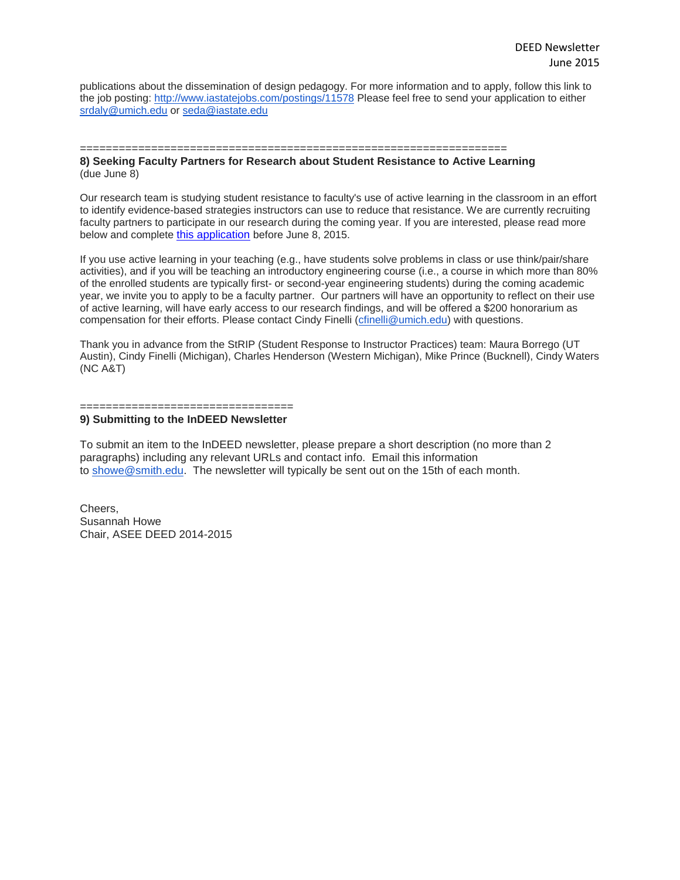publications about the dissemination of design pedagogy. For more information and to apply, follow this link to the job posting: http://www.iastatejobs.com/postings/11578 Please feel free to send your application to either srdaly@umich.edu or seda@iastate.edu

=================================================================

**8) Seeking Faculty Partners for Research about Student Resistance to Active Learning**
(due June 8)

Our research team is studying student resistance to faculty's use of active learning in the classroom in an effort to identify evidence-based strategies instructors can use to reduce that resistance. We are currently recruiting faculty partners to participate in our research during the coming year. If you are interested, please read more below and complete this application before June 8, 2015.

If you use active learning in your teaching (e.g., have students solve problems in class or use think/pair/share activities), and if you will be teaching an introductory engineering course (i.e., a course in which more than 80% of the enrolled students are typically first- or second-year engineering students) during the coming academic year, we invite you to apply to be a faculty partner. Our partners will have an opportunity to reflect on their use of active learning, will have early access to our research findings, and will be offered a $200 honorarium as compensation for their efforts. Please contact Cindy Finelli (cfinelli@umich.edu) with questions.

Thank you in advance from the StRIP (Student Response to Instructor Practices) team: Maura Borrego (UT Austin), Cindy Finelli (Michigan), Charles Henderson (Western Michigan), Mike Prince (Bucknell), Cindy Waters (NC A&T)

================================

**9) Submitting to the InDEED Newsletter**

To submit an item to the InDEED newsletter, please prepare a short description (no more than 2 paragraphs) including any relevant URLs and contact info. Email this information to showe@smith.edu. The newsletter will typically be sent out on the 15th of each month.

Cheers,
Susannah Howe
Chair, ASEE DEED 2014-2015